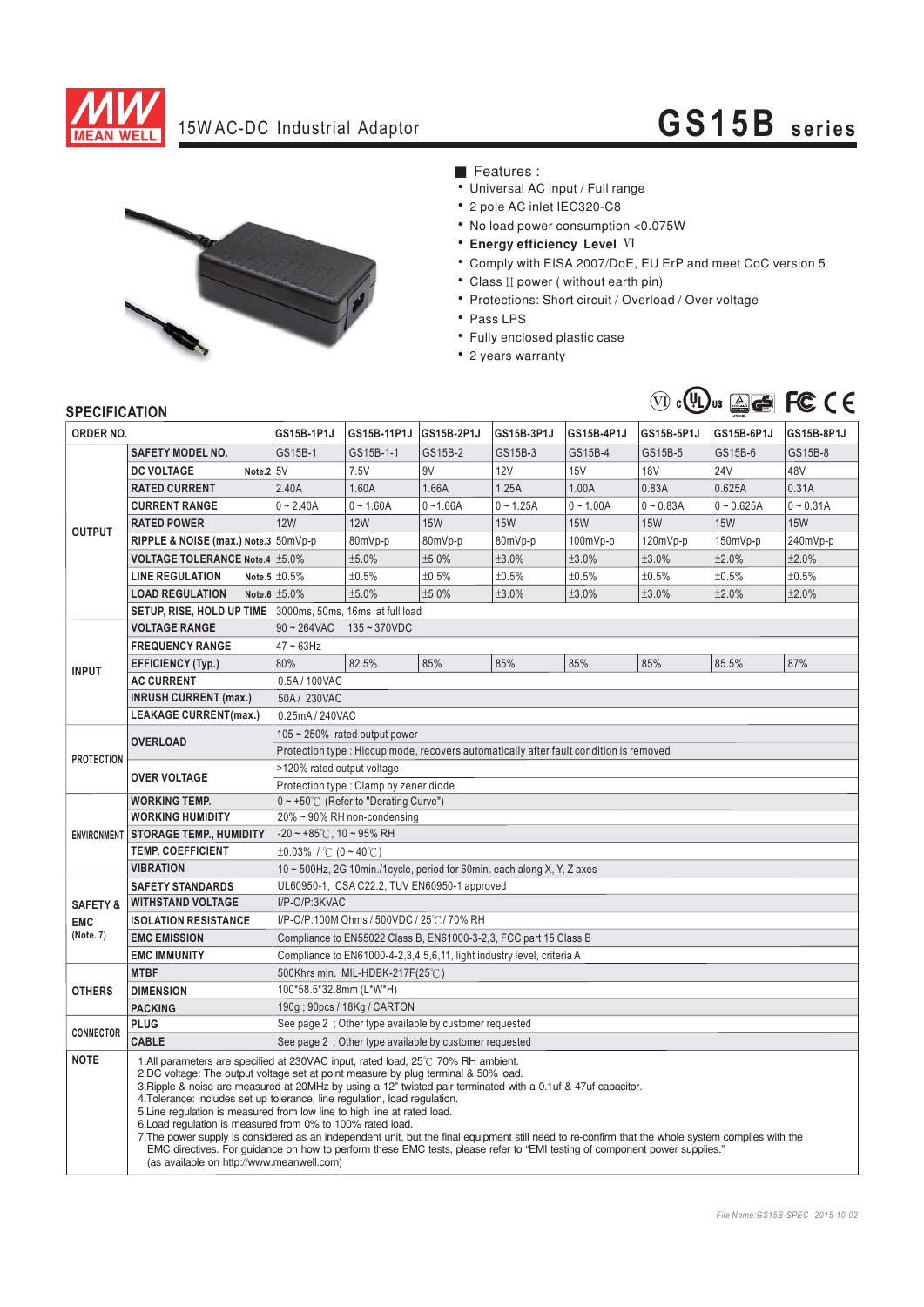# 15W AC-DC Industrial Adaptor

# GS15B series

■ Features :

- Universal AC input / Full range
- 2 pole AC inlet IEC320-C8
- No load power consumption <0.075W
- **Energy efficiency Level VI**
- Comply with EISA 2007/DoE, EU ErP and meet CoC version 5
- Class II power ( without earth pin)
- Protections: Short circuit / Overload / Over voltage
- Pass LPS
- Fully enclosed plastic case
- 2 years warranty

## SPECIFICATION

| ORDER NO. | | GS15B-1P1J | GS15B-11P1J | GS15B-2P1J | GS15B-3P1J | GS15B-4P1J | GS15B-5P1J | GS15B-6P1J | GS15B-8P1J |
|---|---|---|---|---|---|---|---|---|---|
| OUTPUT | SAFETY MODEL NO. | GS15B-1 | GS15B-1-1 | GS15B-2 | GS15B-3 | GS15B-4 | GS15B-5 | GS15B-6 | GS15B-8 |
| | DC VOLTAGE Note.2 | 5V | 7.5V | 9V | 12V | 15V | 18V | 24V | 48V |
| | RATED CURRENT | 2.40A | 1.60A | 1.66A | 1.25A | 1.00A | 0.83A | 0.625A | 0.31A |
| | CURRENT RANGE | 0 ~ 2.40A | 0 ~ 1.60A | 0 ~1.66A | 0 ~ 1.25A | 0 ~ 1.00A | 0 ~ 0.83A | 0 ~ 0.625A | 0 ~ 0.31A |
| | RATED POWER | 12W | 12W | 15W | 15W | 15W | 15W | 15W | 15W |
| | RIPPLE & NOISE (max.) Note.3 | 50mVp-p | 80mVp-p | 80mVp-p | 80mVp-p | 100mVp-p | 120mVp-p | 150mVp-p | 240mVp-p |
| | VOLTAGE TOLERANCE Note.4 | ±5.0% | ±5.0% | ±5.0% | ±3.0% | ±3.0% | ±3.0% | ±2.0% | ±2.0% |
| | LINE REGULATION Note.5 | ±0.5% | ±0.5% | ±0.5% | ±0.5% | ±0.5% | ±0.5% | ±0.5% | ±0.5% |
| | LOAD REGULATION Note.6 | ±5.0% | ±5.0% | ±5.0% | ±3.0% | ±3.0% | ±3.0% | ±2.0% | ±2.0% |
| | SETUP, RISE, HOLD UP TIME | 3000ms, 50ms, 16ms at full load | | | | | | | |
| INPUT | VOLTAGE RANGE | 90 ~ 264VAC 135 ~ 370VDC | | | | | | | |
| | FREQUENCY RANGE | 47 ~ 63Hz | | | | | | | |
| | EFFICIENCY (Typ.) | 80% | 82.5% | 85% | 85% | 85% | 85% | 85.5% | 87% |
| | AC CURRENT | 0.5A / 100VAC | | | | | | | |
| | INRUSH CURRENT (max.) | 50A / 230VAC | | | | | | | |
| | LEAKAGE CURRENT(max.) | 0.25mA / 240VAC | | | | | | | |
| PROTECTION | OVERLOAD | 105 ~ 250% rated output power | | | | | | | |
| | | Protection type : Hiccup mode, recovers automatically after fault condition is removed | | | | | | | |
| | OVER VOLTAGE | >120% rated output voltage | | | | | | | |
| | | Protection type : Clamp by zener diode | | | | | | | |
| ENVIRONMENT | WORKING TEMP. | 0 ~ +50℃ (Refer to "Derating Curve") | | | | | | | |
| | WORKING HUMIDITY | 20% ~ 90% RH non-condensing | | | | | | | |
| | STORAGE TEMP., HUMIDITY | -20 ~ +85℃, 10 ~ 95% RH | | | | | | | |
| | TEMP. COEFFICIENT | ±0.03% / ℃ (0 ~ 40℃) | | | | | | | |
| | VIBRATION | 10 ~ 500Hz, 2G 10min./1cycle, period for 60min. each along X, Y, Z axes | | | | | | | |
| SAFETY & EMC (Note. 7) | SAFETY STANDARDS | UL60950-1, CSA C22.2, TUV EN60950-1 approved | | | | | | | |
| | WITHSTAND VOLTAGE | I/P-O/P:3KVAC | | | | | | | |
| | ISOLATION RESISTANCE | I/P-O/P:100M Ohms / 500VDC / 25℃/ 70% RH | | | | | | | |
| | EMC EMISSION | Compliance to EN55022 Class B, EN61000-3-2,3, FCC part 15 Class B | | | | | | | |
| | EMC IMMUNITY | Compliance to EN61000-4-2,3,4,5,6,11, light industry level, criteria A | | | | | | | |
| OTHERS | MTBF | 500Khrs min. MIL-HDBK-217F(25℃) | | | | | | | |
| | DIMENSION | 100*58.5*32.8mm (L*W*H) | | | | | | | |
| | PACKING | 190g ; 90pcs / 18Kg / CARTON | | | | | | | |
| CONNECTOR | PLUG | See page 2 ; Other type available by customer requested | | | | | | | |
| | CABLE | See page 2 ; Other type available by customer requested | | | | | | | |

**NOTE**

1. All parameters are specified at 230VAC input, rated load, 25℃ 70% RH ambient.
2. DC voltage: The output voltage set at point measure by plug terminal & 50% load.
3. Ripple & noise are measured at 20MHz by using a 12" twisted pair terminated with a 0.1uf & 47uf capacitor.
4. Tolerance: includes set up tolerance, line regulation, load regulation.
5. Line regulation is measured from low line to high line at rated load.
6. Load regulation is measured from 0% to 100% rated load.
7. The power supply is considered as an independent unit, but the final equipment still need to re-confirm that the whole system complies with the EMC directives. For guidance on how to perform these EMC tests, please refer to "EMI testing of component power supplies." (as available on http://www.meanwell.com)

*File Name:GS15B-SPEC 2015-10-02*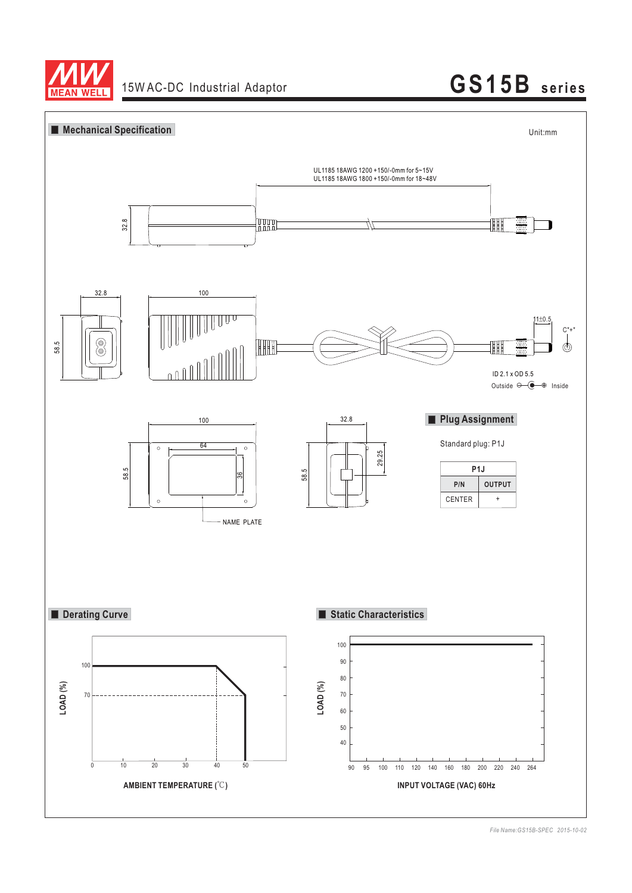## Mechanical Specification

Unit:mm

UL1185 18AWG 1200 +150/-0mm for 5~15V
UL1185 18AWG 1800 +150/-0mm for 18~48V

32.8

32.8

100

58.5

11±0.5

C"+"

ID 2.1 x OD 5.5

Outside ⊖—●—⊕ Inside

100

64

58.5

36

NAME PLATE

32.8

58.5

29.25

## Plug Assignment

Standard plug: P1J

| P1J | |
|---|---|
| P/N | OUTPUT |
| CENTER | + |

## Derating Curve

LOAD (%)

100

70

0 10 20 30 40 50

AMBIENT TEMPERATURE (℃)

## Static Characteristics

LOAD (%)

100
90
80
70
60
50
40

90 95 100 110 120 140 160 180 200 220 240 264

INPUT VOLTAGE (VAC) 60Hz

*File Name:GS15B-SPEC 2015-10-02*